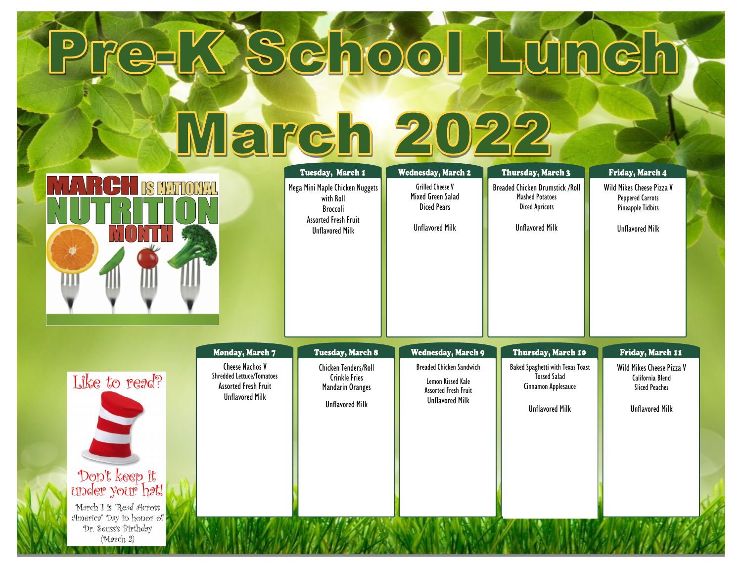# Pre-K School Lunch

# March 2022

MARCH IS NATIONAL NUTRITION MONTH

| Tuesday, March 1 | Wednesday, March 2 | Thursday, March 3 | Friday, March 4 |
|---|---|---|---|
| Mega Mini Maple Chicken Nuggets with Roll<br>Broccoli<br>Assorted Fresh Fruit<br>Unflavored Milk | Grilled Cheese V<br>Mixed Green Salad<br>Diced Pears<br><br>Unflavored Milk | Breaded Chicken Drumstick /Roll<br>Mashed Potatoes<br>Diced Apricots<br><br>Unflavored Milk | Wild Mikes Cheese Pizza V<br>Peppered Carrots<br>Pineapple Tidbits<br><br>Unflavored Milk |

| Monday, March 7 | Tuesday, March 8 | Wednesday, March 9 | Thursday, March 10 | Friday, March 11 |
|---|---|---|---|---|
| Cheese Nachos V<br>Shredded Lettuce/Tomatoes<br>Assorted Fresh Fruit<br>Unflavored Milk | Chicken Tenders/Roll<br>Crinkle Fries<br>Mandarin Oranges<br><br>Unflavored Milk | Breaded Chicken Sandwich<br><br>Lemon Kissed Kale<br>Assorted Fresh Fruit<br>Unflavored Milk | Baked Spaghetti with Texas Toast<br>Tossed Salad<br>Cinnamon Applesauce<br><br>Unflavored Milk | Wild Mikes Cheese Pizza V<br>California Blend<br>Sliced Peaches<br><br>Unflavored Milk |

Like to read?

Don't keep it under your hat!

March 1 is "Read Across America" Day in honor of Dr. Seuss's Birthday (March 2)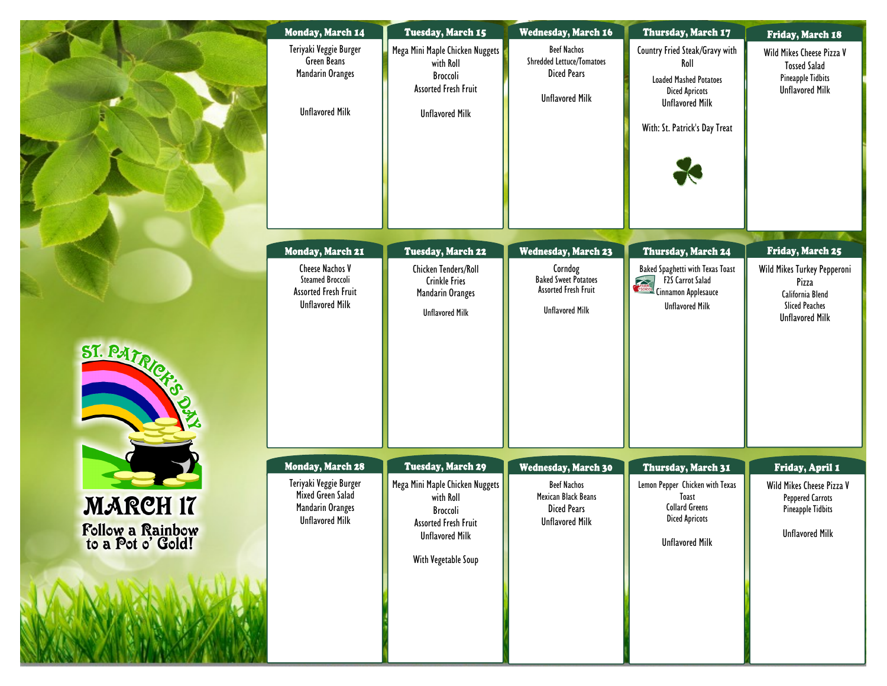| Monday, March 14 | Tuesday, March 15 | Wednesday, March 16 | Thursday, March 17 | Friday, March 18 |
|---|---|---|---|---|
| Teriyaki Veggie Burger<br>Green Beans<br>Mandarin Oranges<br><br>Unflavored Milk | Mega Mini Maple Chicken Nuggets with Roll<br>Broccoli<br>Assorted Fresh Fruit<br><br>Unflavored Milk | Beef Nachos<br>Shredded Lettuce/Tomatoes<br>Diced Pears<br><br>Unflavored Milk | Country Fried Steak/Gravy with Roll<br>Loaded Mashed Potatoes<br>Diced Apricots<br>Unflavored Milk<br><br>With: St. Patrick's Day Treat | Wild Mikes Cheese Pizza V<br>Tossed Salad<br>Pineapple Tidbits<br>Unflavored Milk |

| Monday, March 21 | Tuesday, March 22 | Wednesday, March 23 | Thursday, March 24 | Friday, March 25 |
|---|---|---|---|---|
| Cheese Nachos V<br>Steamed Broccoli<br>Assorted Fresh Fruit<br>Unflavored Milk | Chicken Tenders/Roll<br>Crinkle Fries<br>Mandarin Oranges<br><br>Unflavored Milk | Corndog<br>Baked Sweet Potatoes<br>Assorted Fresh Fruit<br><br>Unflavored Milk | Baked Spaghetti with Texas Toast<br>F2S Carrot Salad<br>Cinnamon Applesauce<br>Unflavored Milk | Wild Mikes Turkey Pepperoni Pizza<br>California Blend<br>Sliced Peaches<br>Unflavored Milk |

| Monday, March 28 | Tuesday, March 29 | Wednesday, March 30 | Thursday, March 31 | Friday, April 1 |
|---|---|---|---|---|
| Teriyaki Veggie Burger<br>Mixed Green Salad<br>Mandarin Oranges<br>Unflavored Milk | Mega Mini Maple Chicken Nuggets with Roll<br>Broccoli<br>Assorted Fresh Fruit<br>Unflavored Milk<br><br>With Vegetable Soup | Beef Nachos<br>Mexican Black Beans<br>Diced Pears<br>Unflavored Milk | Lemon Pepper Chicken with Texas Toast<br>Collard Greens<br>Diced Apricots<br><br>Unflavored Milk | Wild Mikes Cheese Pizza V<br>Peppered Carrots<br>Pineapple Tidbits<br><br>Unflavored Milk |

ST. PATRICK'S DAY

MARCH 17

Follow a Rainbow to a Pot o' Gold!